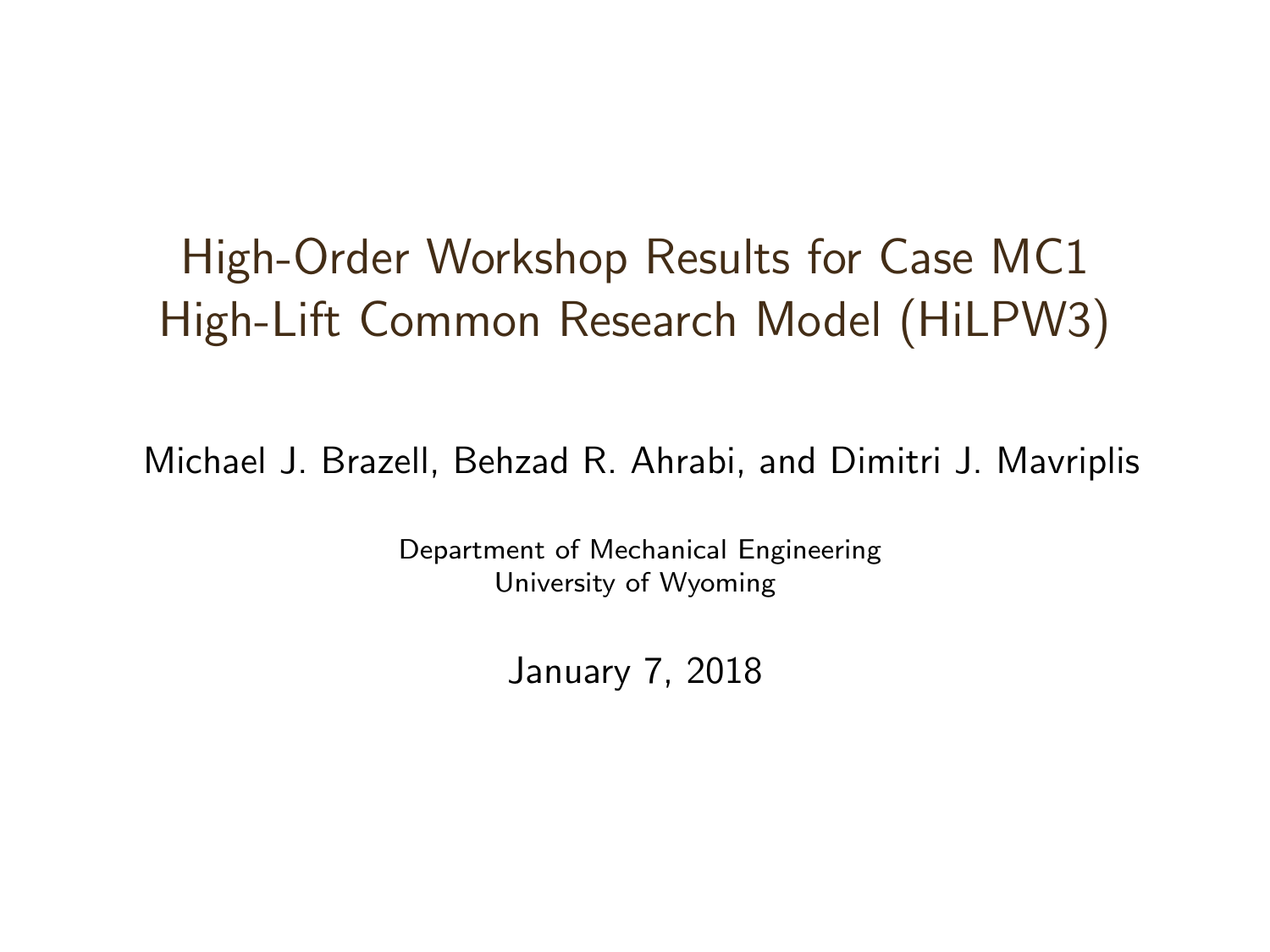# High-Order Workshop Results for Case MC1 High-Lift Common Research Model (HiLPW3)

Michael J. Brazell, Behzad R. Ahrabi, and Dimitri J. Mavriplis

Department of Mechanical Engineering
University of Wyoming

January 7, 2018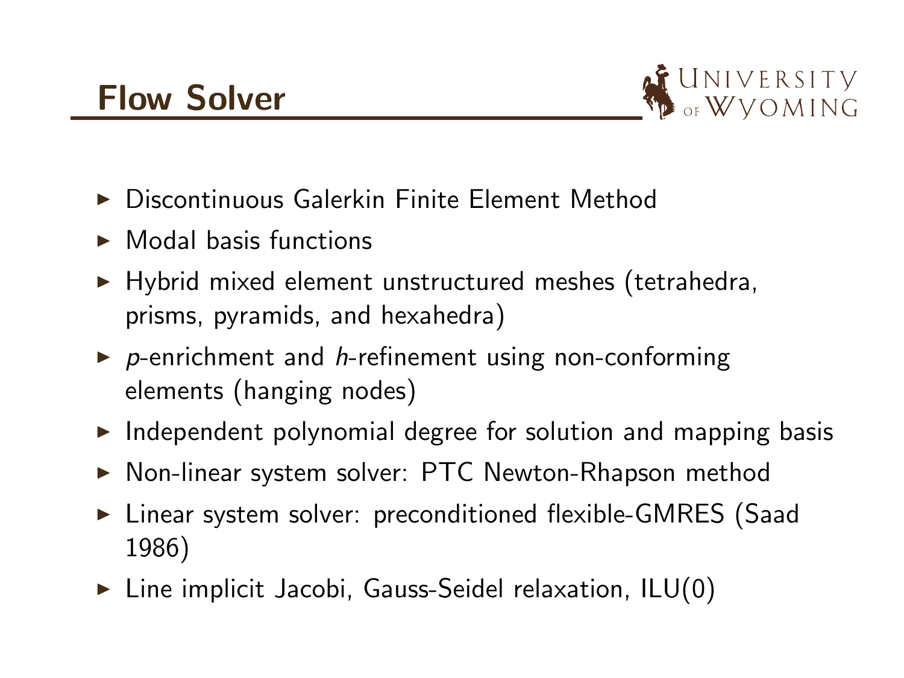# Flow Solver

- Discontinuous Galerkin Finite Element Method
- Modal basis functions
- Hybrid mixed element unstructured meshes (tetrahedra, prisms, pyramids, and hexahedra)
- $p$-enrichment and $h$-refinement using non-conforming elements (hanging nodes)
- Independent polynomial degree for solution and mapping basis
- Non-linear system solver: PTC Newton-Rhapson method
- Linear system solver: preconditioned flexible-GMRES (Saad 1986)
- Line implicit Jacobi, Gauss-Seidel relaxation, ILU(0)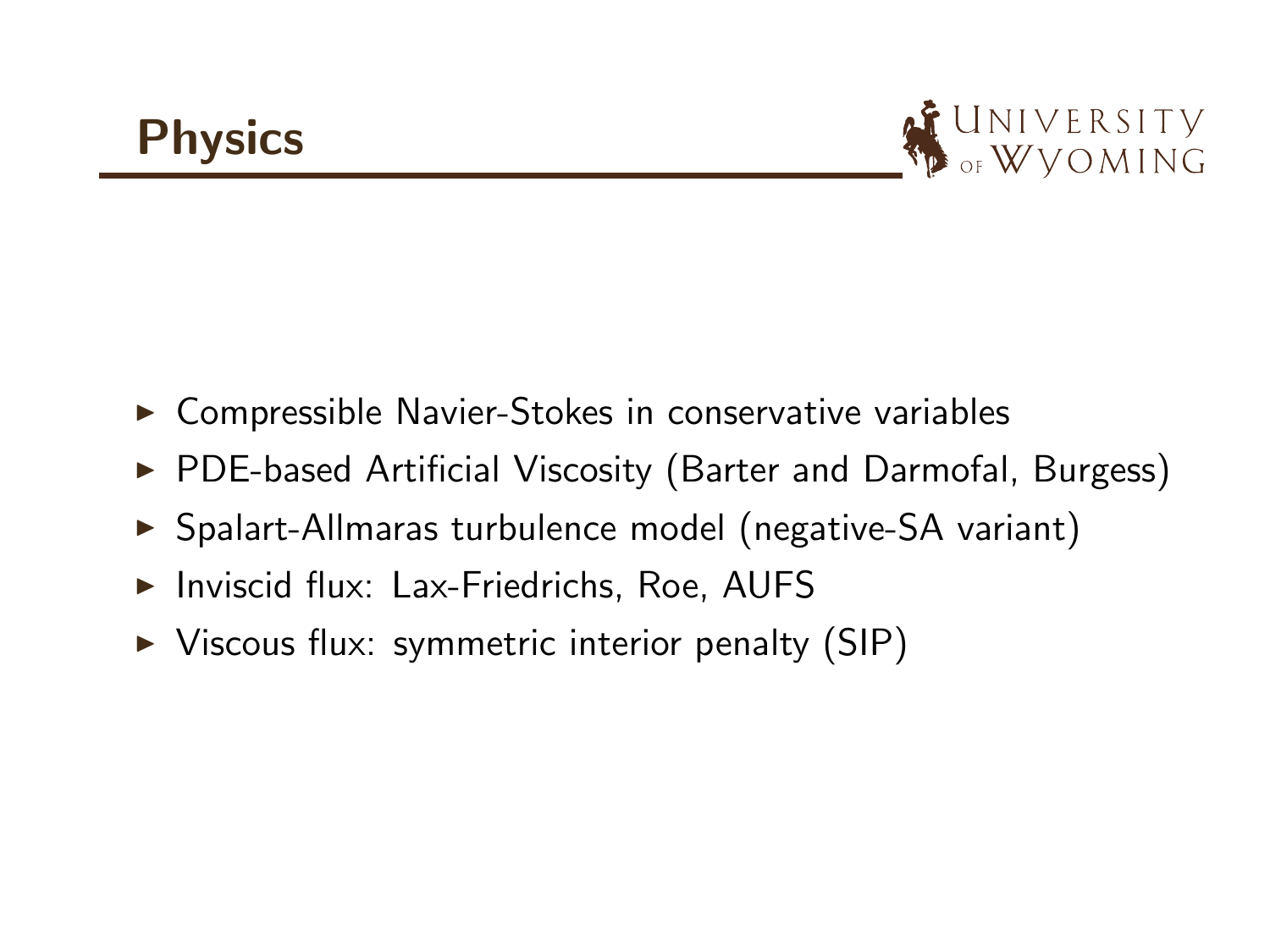# Physics

- Compressible Navier-Stokes in conservative variables
- PDE-based Artificial Viscosity (Barter and Darmofal, Burgess)
- Spalart-Allmaras turbulence model (negative-SA variant)
- Inviscid flux: Lax-Friedrichs, Roe, AUFS
- Viscous flux: symmetric interior penalty (SIP)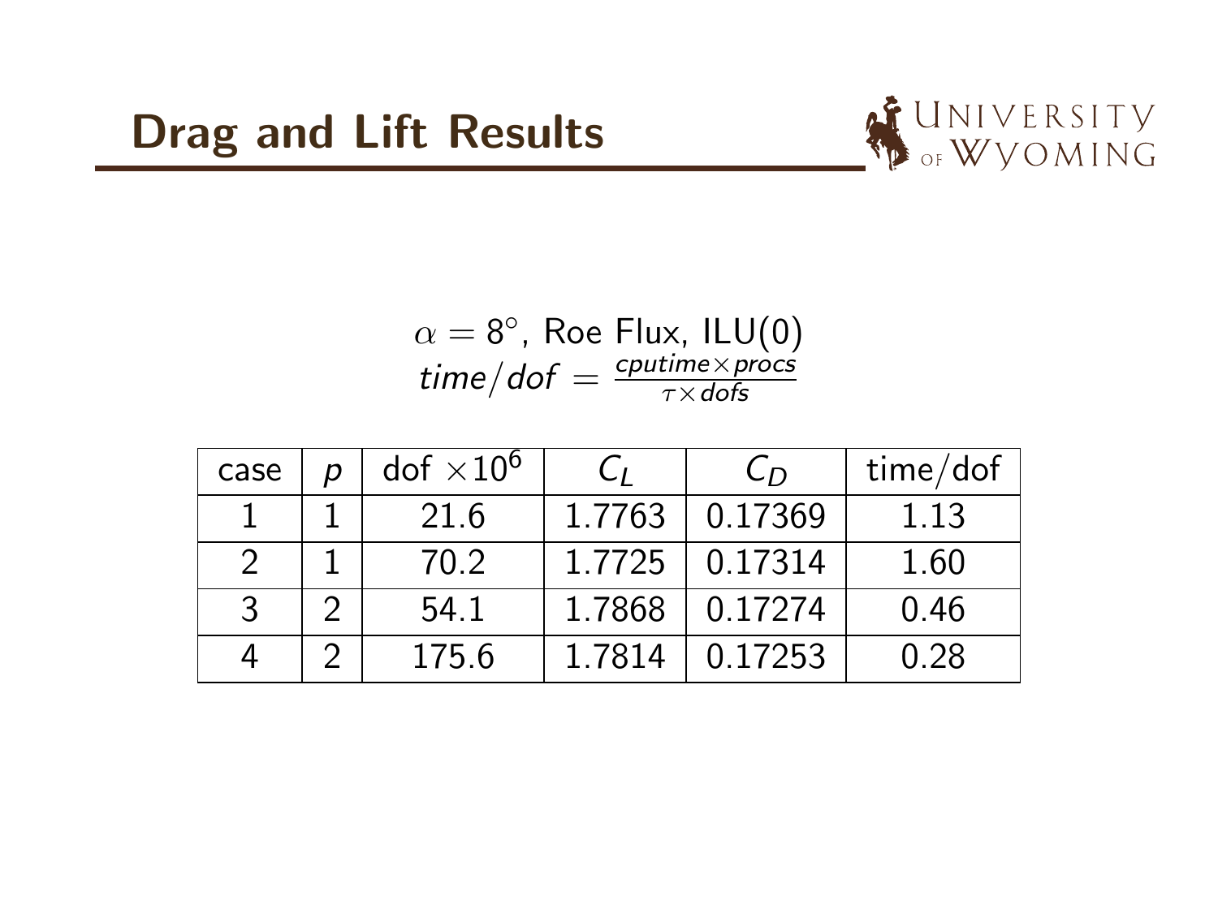# Drag and Lift Results

$\alpha = 8^\circ$, Roe Flux, ILU(0)

$time/dof = \frac{cputime \times procs}{\tau \times dofs}$

| case | $p$ | dof $\times 10^6$ | $C_L$ | $C_D$ | time/dof |
|---|---|---|---|---|---|
| 1 | 1 | 21.6 | 1.7763 | 0.17369 | 1.13 |
| 2 | 1 | 70.2 | 1.7725 | 0.17314 | 1.60 |
| 3 | 2 | 54.1 | 1.7868 | 0.17274 | 0.46 |
| 4 | 2 | 175.6 | 1.7814 | 0.17253 | 0.28 |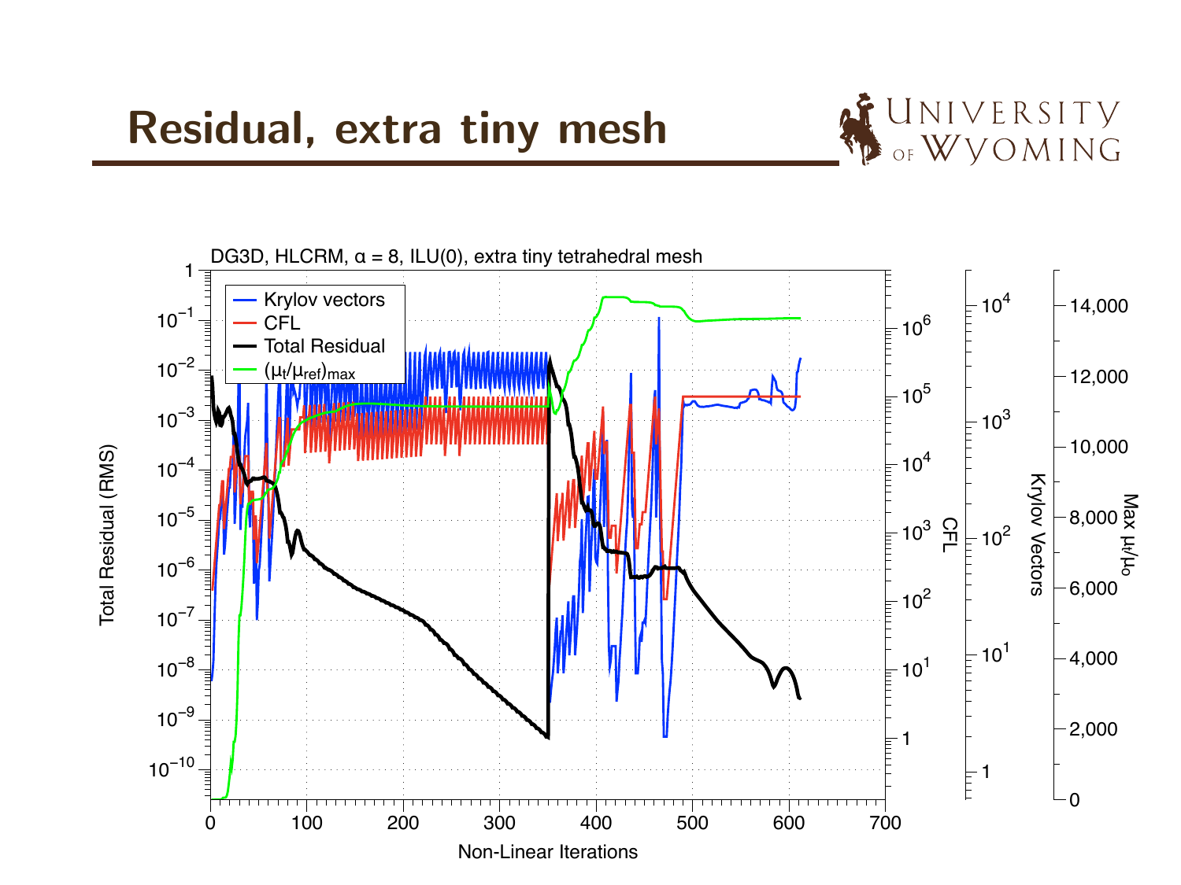# Residual, extra tiny mesh

DG3D, HLCRM, $\alpha = 8$, ILU(0), extra tiny tetrahedral mesh

- Krylov vectors
- CFL
- Total Residual
- $(\mu_t/\mu_{ref})_{max}$

Total Residual (RMS) | CFL | Krylov Vectors | Max $\mu_t/\mu_0$

Non-Linear Iterations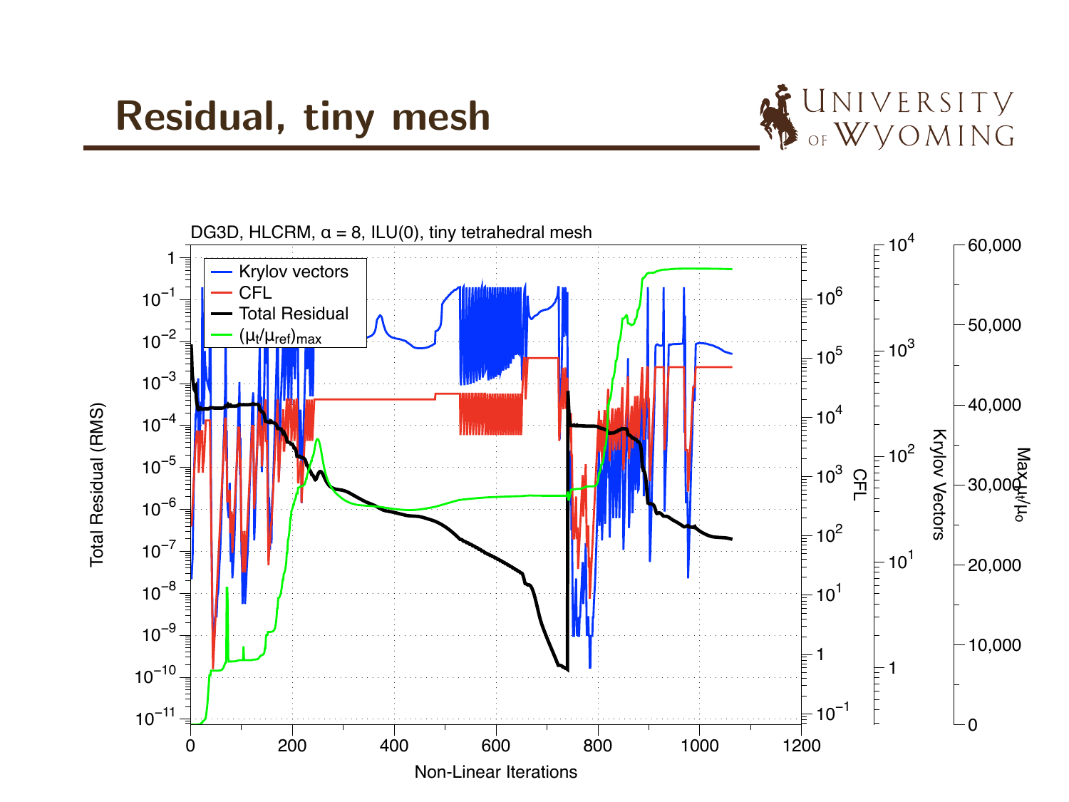# Residual, tiny mesh

DG3D, HLCRM, $\alpha = 8$, ILU(0), tiny tetrahedral mesh

Legend: Krylov vectors; CFL; Total Residual; $(\mu_t/\mu_{ref})_{max}$

Axes: Total Residual (RMS) vs. Non-Linear Iterations; CFL; Krylov Vectors; Max $\mu_t/\mu_0$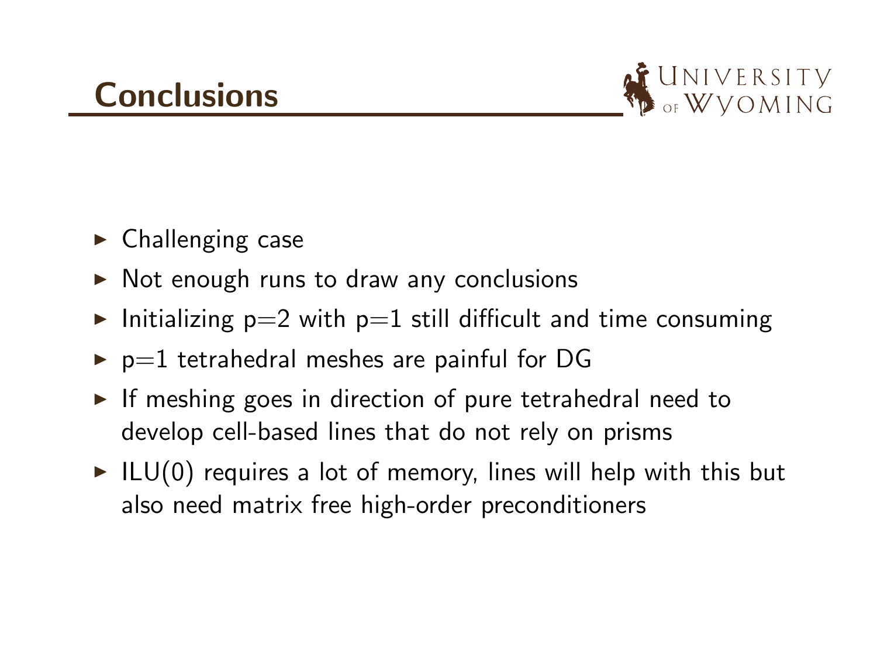# Conclusions

- Challenging case
- Not enough runs to draw any conclusions
- Initializing p=2 with p=1 still difficult and time consuming
- p=1 tetrahedral meshes are painful for DG
- If meshing goes in direction of pure tetrahedral need to develop cell-based lines that do not rely on prisms
- ILU(0) requires a lot of memory, lines will help with this but also need matrix free high-order preconditioners